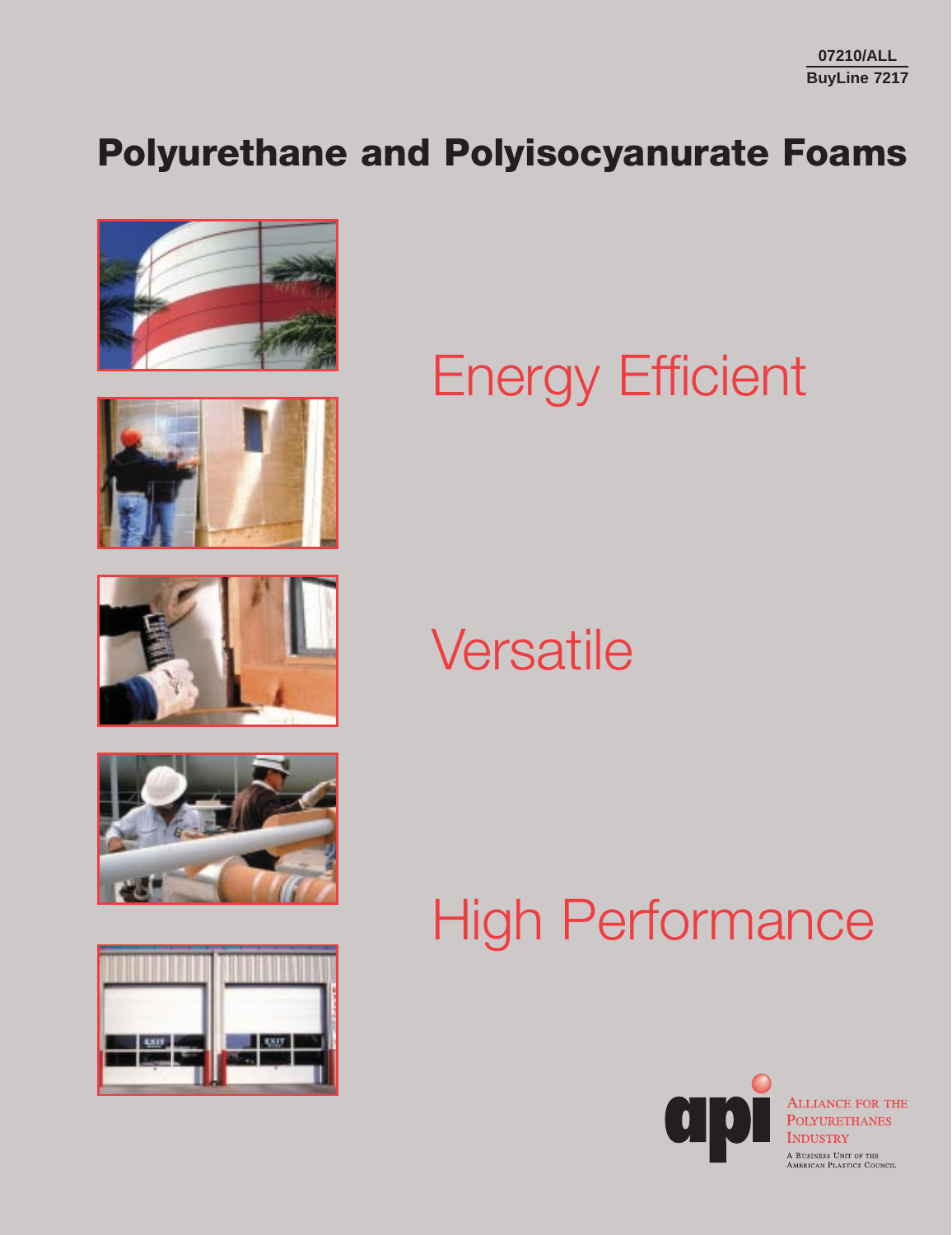07210/ALL

BuyLine 7217

# Polyurethane and Polyisocyanurate Foams

Energy Efficient

Versatile

High Performance

ALLIANCE FOR THE POLYURETHANES INDUSTRY

A BUSINESS UNIT OF THE AMERICAN PLASTICS COUNCIL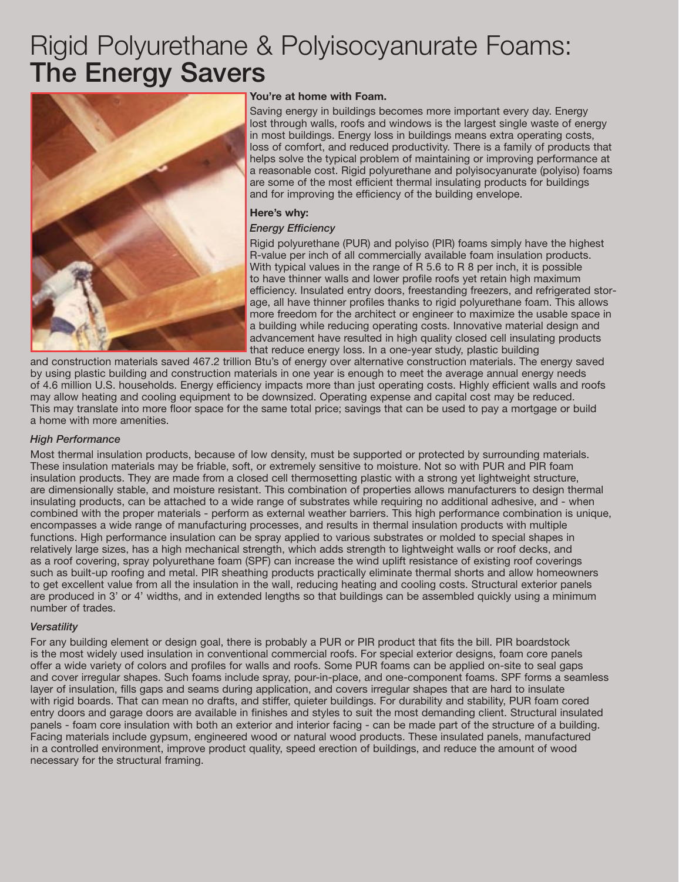# Rigid Polyurethane & Polyisocyanurate Foams: **The Energy Savers**

**You're at home with Foam.**

Saving energy in buildings becomes more important every day. Energy lost through walls, roofs and windows is the largest single waste of energy in most buildings. Energy loss in buildings means extra operating costs, loss of comfort, and reduced productivity. There is a family of products that helps solve the typical problem of maintaining or improving performance at a reasonable cost. Rigid polyurethane and polyisocyanurate (polyiso) foams are some of the most efficient thermal insulating products for buildings and for improving the efficiency of the building envelope.

**Here's why:**

*Energy Efficiency*

Rigid polyurethane (PUR) and polyiso (PIR) foams simply have the highest R-value per inch of all commercially available foam insulation products. With typical values in the range of R 5.6 to R 8 per inch, it is possible to have thinner walls and lower profile roofs yet retain high maximum efficiency. Insulated entry doors, freestanding freezers, and refrigerated storage, all have thinner profiles thanks to rigid polyurethane foam. This allows more freedom for the architect or engineer to maximize the usable space in a building while reducing operating costs. Innovative material design and advancement have resulted in high quality closed cell insulating products that reduce energy loss. In a one-year study, plastic building and construction materials saved 467.2 trillion Btu's of energy over alternative construction materials. The energy saved by using plastic building and construction materials in one year is enough to meet the average annual energy needs of 4.6 million U.S. households. Energy efficiency impacts more than just operating costs. Highly efficient walls and roofs may allow heating and cooling equipment to be downsized. Operating expense and capital cost may be reduced. This may translate into more floor space for the same total price; savings that can be used to pay a mortgage or build a home with more amenities.

*High Performance*

Most thermal insulation products, because of low density, must be supported or protected by surrounding materials. These insulation materials may be friable, soft, or extremely sensitive to moisture. Not so with PUR and PIR foam insulation products. They are made from a closed cell thermosetting plastic with a strong yet lightweight structure, are dimensionally stable, and moisture resistant. This combination of properties allows manufacturers to design thermal insulating products, can be attached to a wide range of substrates while requiring no additional adhesive, and - when combined with the proper materials - perform as external weather barriers. This high performance combination is unique, encompasses a wide range of manufacturing processes, and results in thermal insulation products with multiple functions. High performance insulation can be spray applied to various substrates or molded to special shapes in relatively large sizes, has a high mechanical strength, which adds strength to lightweight walls or roof decks, and as a roof covering, spray polyurethane foam (SPF) can increase the wind uplift resistance of existing roof coverings such as built-up roofing and metal. PIR sheathing products practically eliminate thermal shorts and allow homeowners to get excellent value from all the insulation in the wall, reducing heating and cooling costs. Structural exterior panels are produced in 3' or 4' widths, and in extended lengths so that buildings can be assembled quickly using a minimum number of trades.

*Versatility*

For any building element or design goal, there is probably a PUR or PIR product that fits the bill. PIR boardstock is the most widely used insulation in conventional commercial roofs. For special exterior designs, foam core panels offer a wide variety of colors and profiles for walls and roofs. Some PUR foams can be applied on-site to seal gaps and cover irregular shapes. Such foams include spray, pour-in-place, and one-component foams. SPF forms a seamless layer of insulation, fills gaps and seams during application, and covers irregular shapes that are hard to insulate with rigid boards. That can mean no drafts, and stiffer, quieter buildings. For durability and stability, PUR foam cored entry doors and garage doors are available in finishes and styles to suit the most demanding client. Structural insulated panels - foam core insulation with both an exterior and interior facing - can be made part of the structure of a building. Facing materials include gypsum, engineered wood or natural wood products. These insulated panels, manufactured in a controlled environment, improve product quality, speed erection of buildings, and reduce the amount of wood necessary for the structural framing.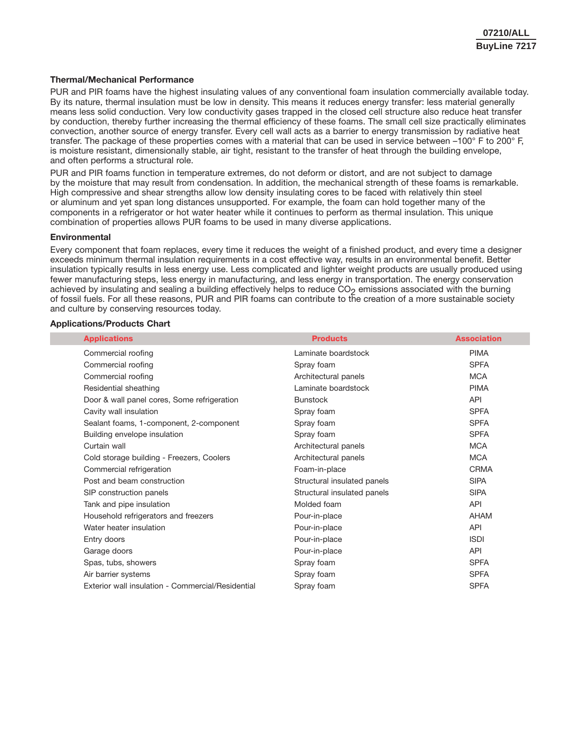### Thermal/Mechanical Performance

PUR and PIR foams have the highest insulating values of any conventional foam insulation commercially available today. By its nature, thermal insulation must be low in density. This means it reduces energy transfer: less material generally means less solid conduction. Very low conductivity gases trapped in the closed cell structure also reduce heat transfer by conduction, thereby further increasing the thermal efficiency of these foams. The small cell size practically eliminates convection, another source of energy transfer. Every cell wall acts as a barrier to energy transmission by radiative heat transfer. The package of these properties comes with a material that can be used in service between –100° F to 200° F, is moisture resistant, dimensionally stable, air tight, resistant to the transfer of heat through the building envelope, and often performs a structural role.

PUR and PIR foams function in temperature extremes, do not deform or distort, and are not subject to damage by the moisture that may result from condensation. In addition, the mechanical strength of these foams is remarkable. High compressive and shear strengths allow low density insulating cores to be faced with relatively thin steel or aluminum and yet span long distances unsupported. For example, the foam can hold together many of the components in a refrigerator or hot water heater while it continues to perform as thermal insulation. This unique combination of properties allows PUR foams to be used in many diverse applications.

### Environmental

Every component that foam replaces, every time it reduces the weight of a finished product, and every time a designer exceeds minimum thermal insulation requirements in a cost effective way, results in an environmental benefit. Better insulation typically results in less energy use. Less complicated and lighter weight products are usually produced using fewer manufacturing steps, less energy in manufacturing, and less energy in transportation. The energy conservation achieved by insulating and sealing a building effectively helps to reduce $CO_2$ emissions associated with the burning of fossil fuels. For all these reasons, PUR and PIR foams can contribute to the creation of a more sustainable society and culture by conserving resources today.

### Applications/Products Chart

| Applications | Products | Association |
|---|---|---|
| Commercial roofing | Laminate boardstock | PIMA |
| Commercial roofing | Spray foam | SPFA |
| Commercial roofing | Architectural panels | MCA |
| Residential sheathing | Laminate boardstock | PIMA |
| Door & wall panel cores, Some refrigeration | Bunstock | API |
| Cavity wall insulation | Spray foam | SPFA |
| Sealant foams, 1-component, 2-component | Spray foam | SPFA |
| Building envelope insulation | Spray foam | SPFA |
| Curtain wall | Architectural panels | MCA |
| Cold storage building - Freezers, Coolers | Architectural panels | MCA |
| Commercial refrigeration | Foam-in-place | CRMA |
| Post and beam construction | Structural insulated panels | SIPA |
| SIP construction panels | Structural insulated panels | SIPA |
| Tank and pipe insulation | Molded foam | API |
| Household refrigerators and freezers | Pour-in-place | AHAM |
| Water heater insulation | Pour-in-place | API |
| Entry doors | Pour-in-place | ISDI |
| Garage doors | Pour-in-place | API |
| Spas, tubs, showers | Spray foam | SPFA |
| Air barrier systems | Spray foam | SPFA |
| Exterior wall insulation - Commercial/Residential | Spray foam | SPFA |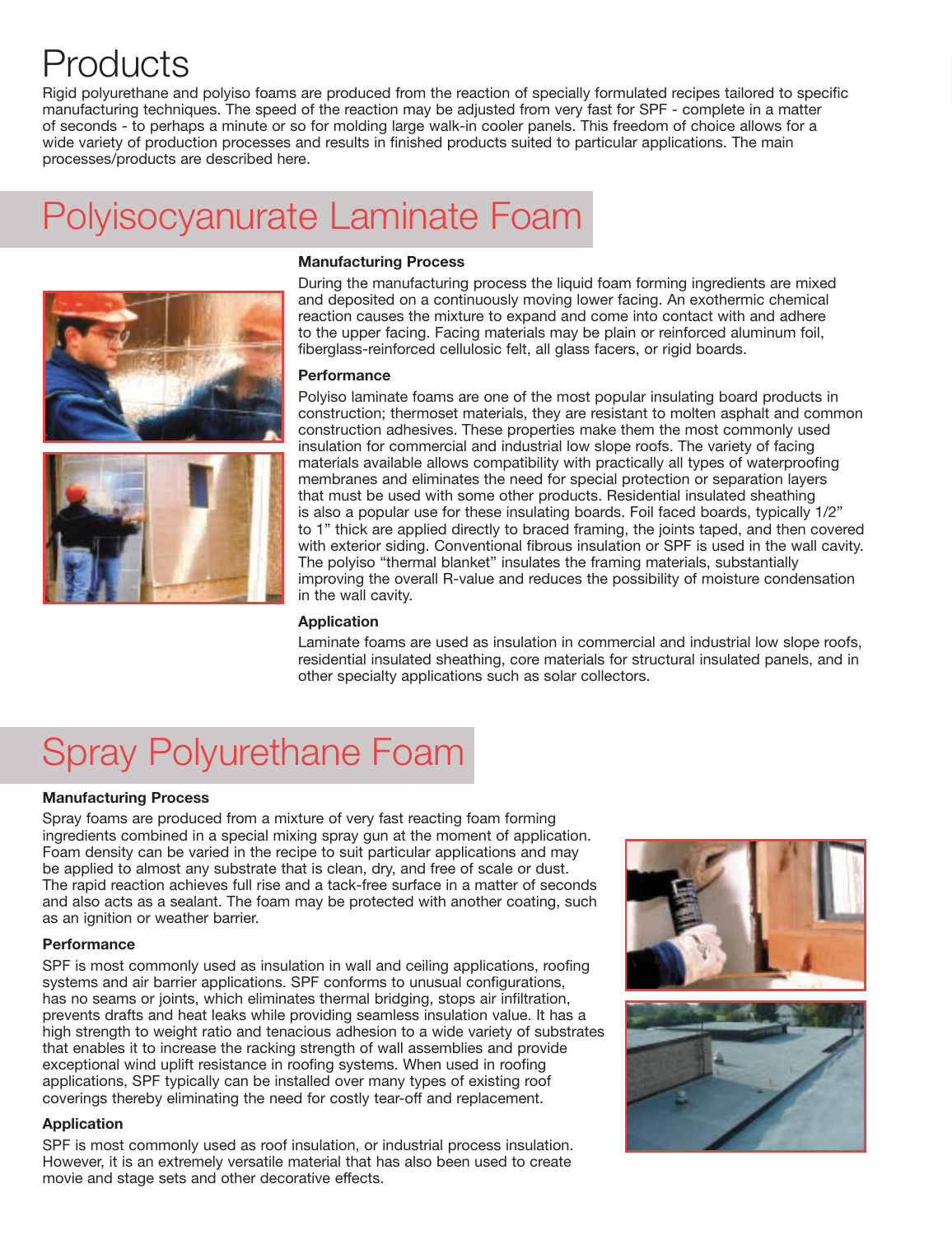# Products

Rigid polyurethane and polyiso foams are produced from the reaction of specially formulated recipes tailored to specific manufacturing techniques. The speed of the reaction may be adjusted from very fast for SPF - complete in a matter of seconds - to perhaps a minute or so for molding large walk-in cooler panels. This freedom of choice allows for a wide variety of production processes and results in finished products suited to particular applications. The main processes/products are described here.

## Polyisocyanurate Laminate Foam

### Manufacturing Process

During the manufacturing process the liquid foam forming ingredients are mixed and deposited on a continuously moving lower facing. An exothermic chemical reaction causes the mixture to expand and come into contact with and adhere to the upper facing. Facing materials may be plain or reinforced aluminum foil, fiberglass-reinforced cellulosic felt, all glass facers, or rigid boards.

### Performance

Polyiso laminate foams are one of the most popular insulating board products in construction; thermoset materials, they are resistant to molten asphalt and common construction adhesives. These properties make them the most commonly used insulation for commercial and industrial low slope roofs. The variety of facing materials available allows compatibility with practically all types of waterproofing membranes and eliminates the need for special protection or separation layers that must be used with some other products. Residential insulated sheathing is also a popular use for these insulating boards. Foil faced boards, typically 1/2" to 1" thick are applied directly to braced framing, the joints taped, and then covered with exterior siding. Conventional fibrous insulation or SPF is used in the wall cavity. The polyiso "thermal blanket" insulates the framing materials, substantially improving the overall R-value and reduces the possibility of moisture condensation in the wall cavity.

### Application

Laminate foams are used as insulation in commercial and industrial low slope roofs, residential insulated sheathing, core materials for structural insulated panels, and in other specialty applications such as solar collectors.

## Spray Polyurethane Foam

### Manufacturing Process

Spray foams are produced from a mixture of very fast reacting foam forming ingredients combined in a special mixing spray gun at the moment of application. Foam density can be varied in the recipe to suit particular applications and may be applied to almost any substrate that is clean, dry, and free of scale or dust. The rapid reaction achieves full rise and a tack-free surface in a matter of seconds and also acts as a sealant. The foam may be protected with another coating, such as an ignition or weather barrier.

### Performance

SPF is most commonly used as insulation in wall and ceiling applications, roofing systems and air barrier applications. SPF conforms to unusual configurations, has no seams or joints, which eliminates thermal bridging, stops air infiltration, prevents drafts and heat leaks while providing seamless insulation value. It has a high strength to weight ratio and tenacious adhesion to a wide variety of substrates that enables it to increase the racking strength of wall assemblies and provide exceptional wind uplift resistance in roofing systems. When used in roofing applications, SPF typically can be installed over many types of existing roof coverings thereby eliminating the need for costly tear-off and replacement.

### Application

SPF is most commonly used as roof insulation, or industrial process insulation. However, it is an extremely versatile material that has also been used to create movie and stage sets and other decorative effects.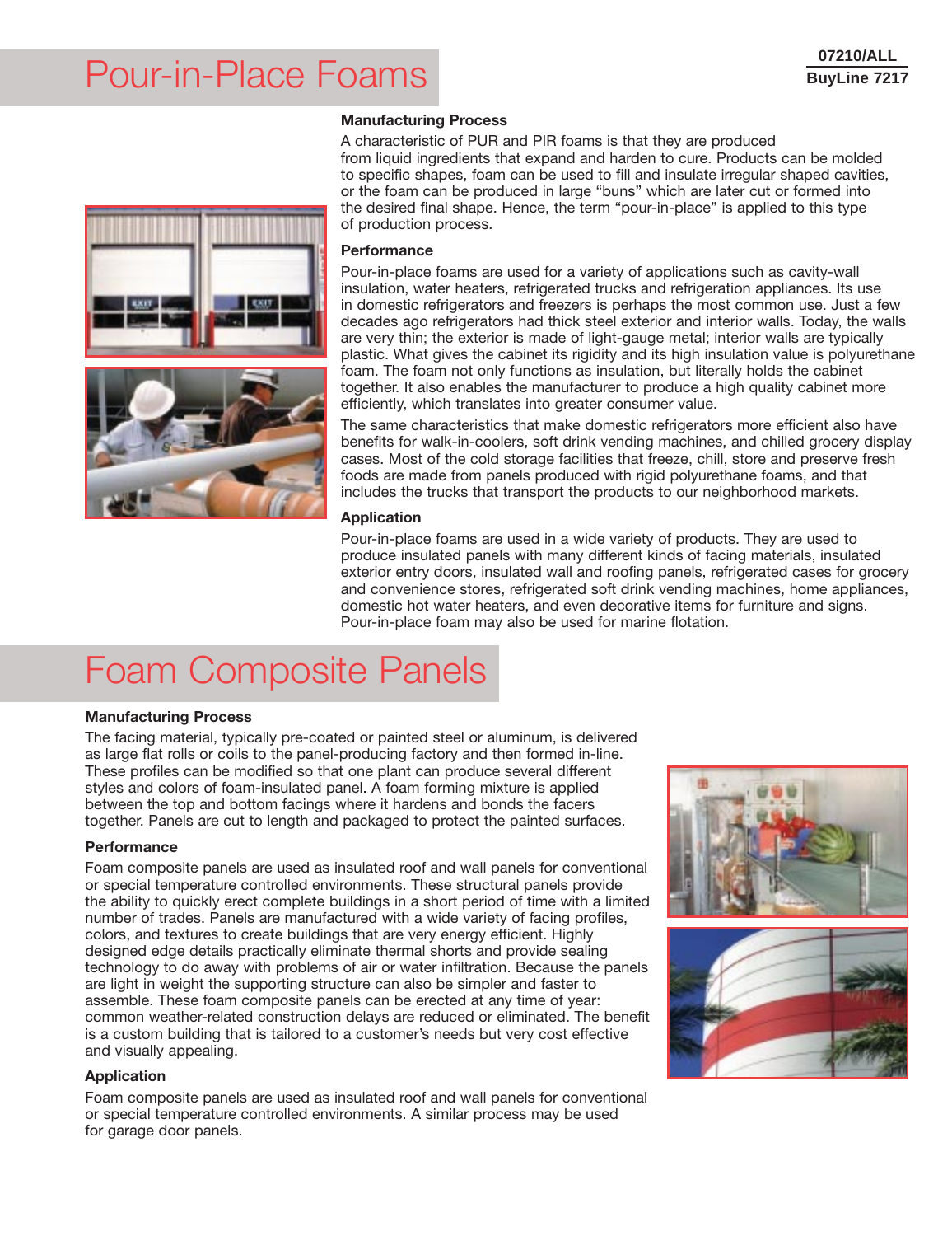# Pour-in-Place Foams

07210/ALL
BuyLine 7217

### Manufacturing Process

A characteristic of PUR and PIR foams is that they are produced from liquid ingredients that expand and harden to cure. Products can be molded to specific shapes, foam can be used to fill and insulate irregular shaped cavities, or the foam can be produced in large "buns" which are later cut or formed into the desired final shape. Hence, the term "pour-in-place" is applied to this type of production process.

### Performance

Pour-in-place foams are used for a variety of applications such as cavity-wall insulation, water heaters, refrigerated trucks and refrigeration appliances. Its use in domestic refrigerators and freezers is perhaps the most common use. Just a few decades ago refrigerators had thick steel exterior and interior walls. Today, the walls are very thin; the exterior is made of light-gauge metal; interior walls are typically plastic. What gives the cabinet its rigidity and its high insulation value is polyurethane foam. The foam not only functions as insulation, but literally holds the cabinet together. It also enables the manufacturer to produce a high quality cabinet more efficiently, which translates into greater consumer value.

The same characteristics that make domestic refrigerators more efficient also have benefits for walk-in-coolers, soft drink vending machines, and chilled grocery display cases. Most of the cold storage facilities that freeze, chill, store and preserve fresh foods are made from panels produced with rigid polyurethane foams, and that includes the trucks that transport the products to our neighborhood markets.

### Application

Pour-in-place foams are used in a wide variety of products. They are used to produce insulated panels with many different kinds of facing materials, insulated exterior entry doors, insulated wall and roofing panels, refrigerated cases for grocery and convenience stores, refrigerated soft drink vending machines, home appliances, domestic hot water heaters, and even decorative items for furniture and signs. Pour-in-place foam may also be used for marine flotation.

# Foam Composite Panels

### Manufacturing Process

The facing material, typically pre-coated or painted steel or aluminum, is delivered as large flat rolls or coils to the panel-producing factory and then formed in-line. These profiles can be modified so that one plant can produce several different styles and colors of foam-insulated panel. A foam forming mixture is applied between the top and bottom facings where it hardens and bonds the facers together. Panels are cut to length and packaged to protect the painted surfaces.

### Performance

Foam composite panels are used as insulated roof and wall panels for conventional or special temperature controlled environments. These structural panels provide the ability to quickly erect complete buildings in a short period of time with a limited number of trades. Panels are manufactured with a wide variety of facing profiles, colors, and textures to create buildings that are very energy efficient. Highly designed edge details practically eliminate thermal shorts and provide sealing technology to do away with problems of air or water infiltration. Because the panels are light in weight the supporting structure can also be simpler and faster to assemble. These foam composite panels can be erected at any time of year: common weather-related construction delays are reduced or eliminated. The benefit is a custom building that is tailored to a customer's needs but very cost effective and visually appealing.

### Application

Foam composite panels are used as insulated roof and wall panels for conventional or special temperature controlled environments. A similar process may be used for garage door panels.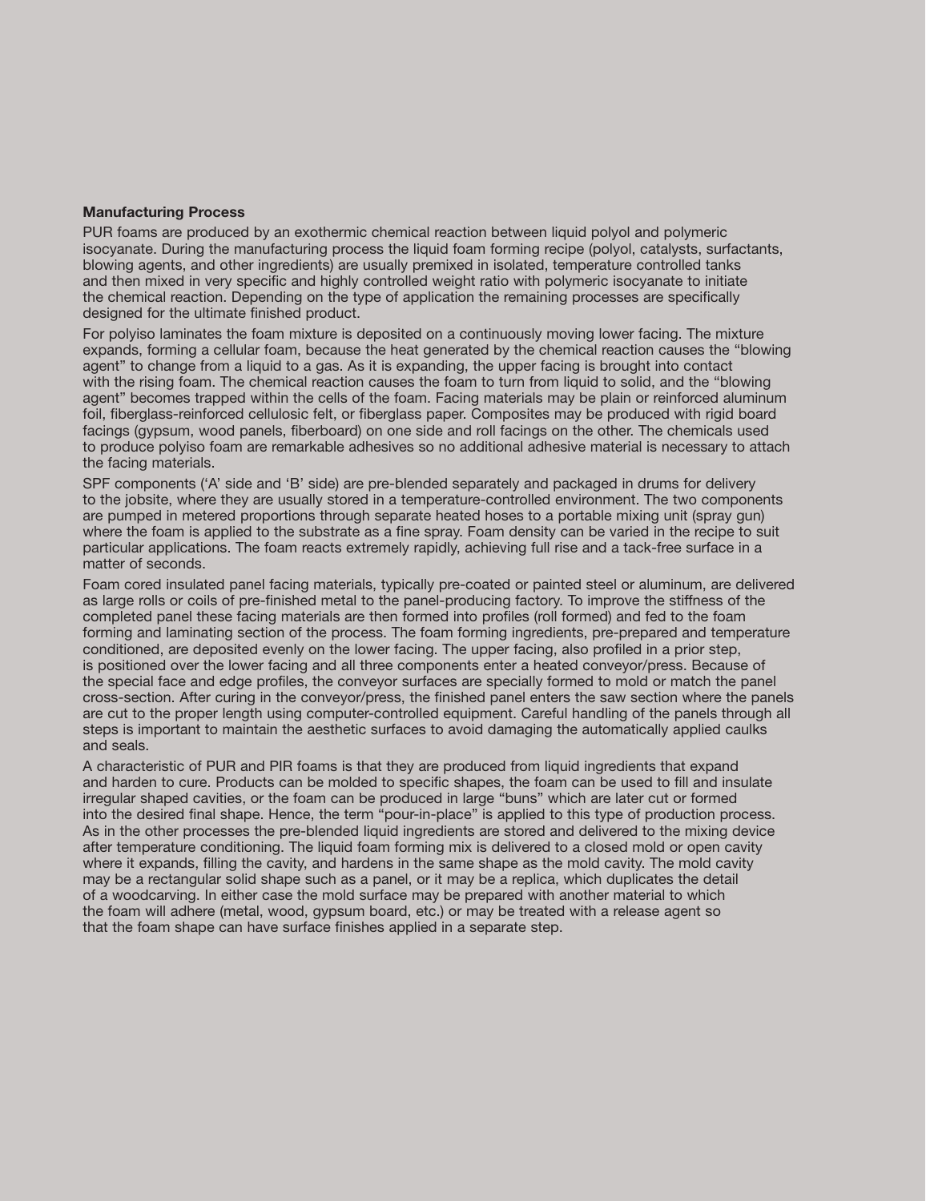**Manufacturing Process**

PUR foams are produced by an exothermic chemical reaction between liquid polyol and polymeric isocyanate. During the manufacturing process the liquid foam forming recipe (polyol, catalysts, surfactants, blowing agents, and other ingredients) are usually premixed in isolated, temperature controlled tanks and then mixed in very specific and highly controlled weight ratio with polymeric isocyanate to initiate the chemical reaction. Depending on the type of application the remaining processes are specifically designed for the ultimate finished product.

For polyiso laminates the foam mixture is deposited on a continuously moving lower facing. The mixture expands, forming a cellular foam, because the heat generated by the chemical reaction causes the “blowing agent” to change from a liquid to a gas. As it is expanding, the upper facing is brought into contact with the rising foam. The chemical reaction causes the foam to turn from liquid to solid, and the “blowing agent” becomes trapped within the cells of the foam. Facing materials may be plain or reinforced aluminum foil, fiberglass-reinforced cellulosic felt, or fiberglass paper. Composites may be produced with rigid board facings (gypsum, wood panels, fiberboard) on one side and roll facings on the other. The chemicals used to produce polyiso foam are remarkable adhesives so no additional adhesive material is necessary to attach the facing materials.

SPF components (‘A’ side and ‘B’ side) are pre-blended separately and packaged in drums for delivery to the jobsite, where they are usually stored in a temperature-controlled environment. The two components are pumped in metered proportions through separate heated hoses to a portable mixing unit (spray gun) where the foam is applied to the substrate as a fine spray. Foam density can be varied in the recipe to suit particular applications. The foam reacts extremely rapidly, achieving full rise and a tack-free surface in a matter of seconds.

Foam cored insulated panel facing materials, typically pre-coated or painted steel or aluminum, are delivered as large rolls or coils of pre-finished metal to the panel-producing factory. To improve the stiffness of the completed panel these facing materials are then formed into profiles (roll formed) and fed to the foam forming and laminating section of the process. The foam forming ingredients, pre-prepared and temperature conditioned, are deposited evenly on the lower facing. The upper facing, also profiled in a prior step, is positioned over the lower facing and all three components enter a heated conveyor/press. Because of the special face and edge profiles, the conveyor surfaces are specially formed to mold or match the panel cross-section. After curing in the conveyor/press, the finished panel enters the saw section where the panels are cut to the proper length using computer-controlled equipment. Careful handling of the panels through all steps is important to maintain the aesthetic surfaces to avoid damaging the automatically applied caulks and seals.

A characteristic of PUR and PIR foams is that they are produced from liquid ingredients that expand and harden to cure. Products can be molded to specific shapes, the foam can be used to fill and insulate irregular shaped cavities, or the foam can be produced in large “buns” which are later cut or formed into the desired final shape. Hence, the term “pour-in-place” is applied to this type of production process. As in the other processes the pre-blended liquid ingredients are stored and delivered to the mixing device after temperature conditioning. The liquid foam forming mix is delivered to a closed mold or open cavity where it expands, filling the cavity, and hardens in the same shape as the mold cavity. The mold cavity may be a rectangular solid shape such as a panel, or it may be a replica, which duplicates the detail of a woodcarving. In either case the mold surface may be prepared with another material to which the foam will adhere (metal, wood, gypsum board, etc.) or may be treated with a release agent so that the foam shape can have surface finishes applied in a separate step.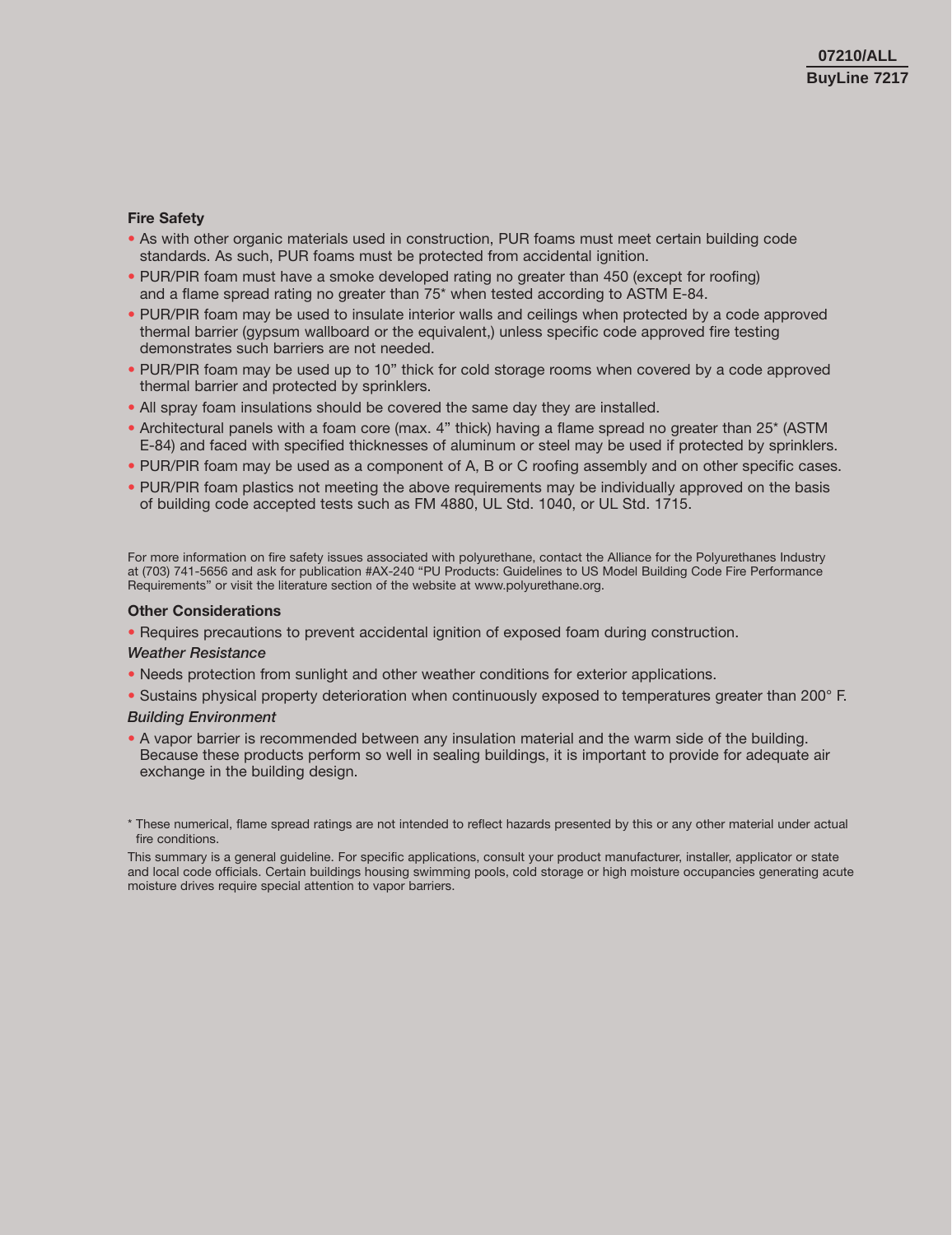## Fire Safety

- As with other organic materials used in construction, PUR foams must meet certain building code standards. As such, PUR foams must be protected from accidental ignition.
- PUR/PIR foam must have a smoke developed rating no greater than 450 (except for roofing) and a flame spread rating no greater than 75* when tested according to ASTM E-84.
- PUR/PIR foam may be used to insulate interior walls and ceilings when protected by a code approved thermal barrier (gypsum wallboard or the equivalent,) unless specific code approved fire testing demonstrates such barriers are not needed.
- PUR/PIR foam may be used up to 10" thick for cold storage rooms when covered by a code approved thermal barrier and protected by sprinklers.
- All spray foam insulations should be covered the same day they are installed.
- Architectural panels with a foam core (max. 4" thick) having a flame spread no greater than 25* (ASTM E-84) and faced with specified thicknesses of aluminum or steel may be used if protected by sprinklers.
- PUR/PIR foam may be used as a component of A, B or C roofing assembly and on other specific cases.
- PUR/PIR foam plastics not meeting the above requirements may be individually approved on the basis of building code accepted tests such as FM 4880, UL Std. 1040, or UL Std. 1715.

For more information on fire safety issues associated with polyurethane, contact the Alliance for the Polyurethanes Industry at (703) 741-5656 and ask for publication #AX-240 "PU Products: Guidelines to US Model Building Code Fire Performance Requirements" or visit the literature section of the website at www.polyurethane.org.

## Other Considerations

- Requires precautions to prevent accidental ignition of exposed foam during construction.

### *Weather Resistance*

- Needs protection from sunlight and other weather conditions for exterior applications.
- Sustains physical property deterioration when continuously exposed to temperatures greater than 200° F.

### *Building Environment*

- A vapor barrier is recommended between any insulation material and the warm side of the building. Because these products perform so well in sealing buildings, it is important to provide for adequate air exchange in the building design.

\* These numerical, flame spread ratings are not intended to reflect hazards presented by this or any other material under actual fire conditions.

This summary is a general guideline. For specific applications, consult your product manufacturer, installer, applicator or state and local code officials. Certain buildings housing swimming pools, cold storage or high moisture occupancies generating acute moisture drives require special attention to vapor barriers.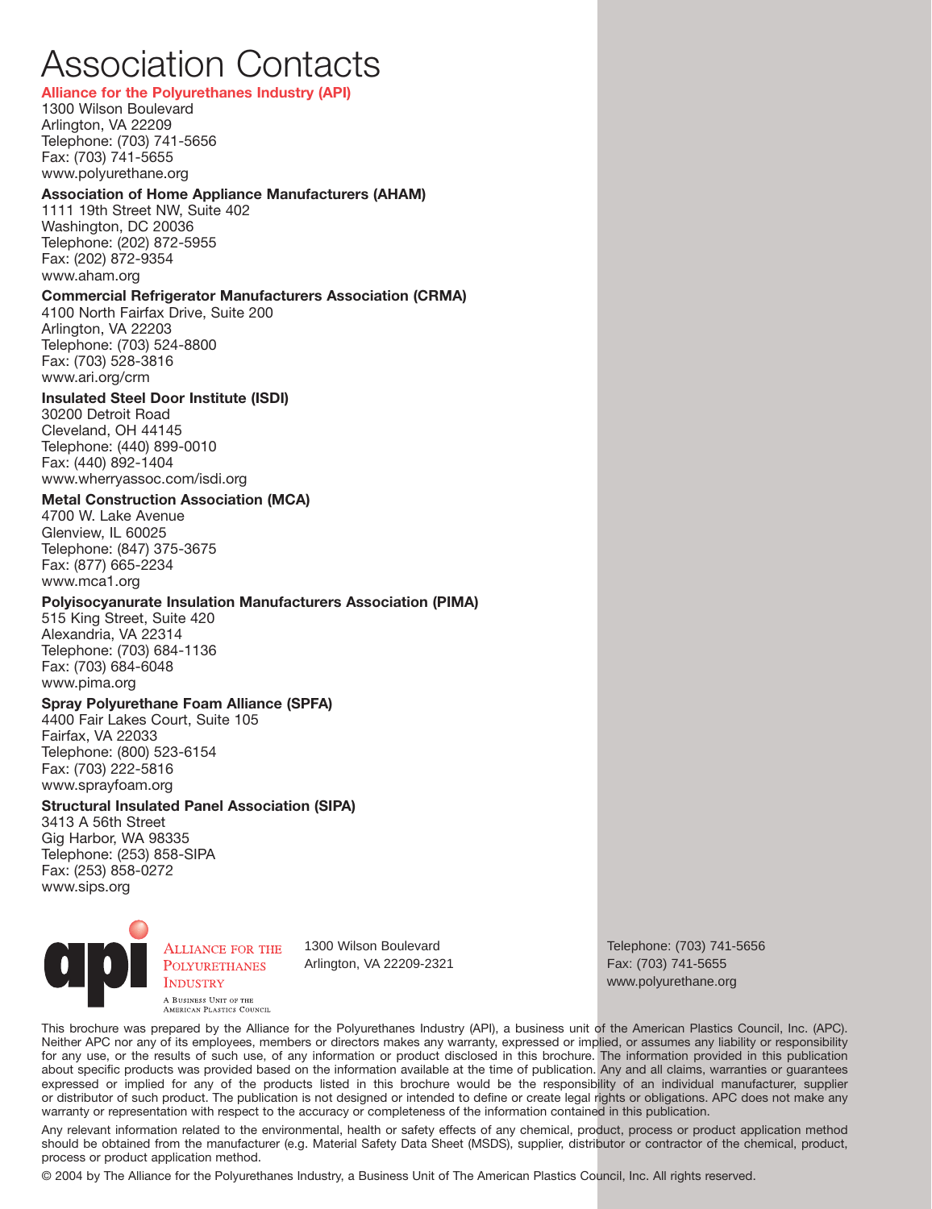# Association Contacts

**Alliance for the Polyurethanes Industry (API)**
1300 Wilson Boulevard
Arlington, VA 22209
Telephone: (703) 741-5656
Fax: (703) 741-5655
www.polyurethane.org

**Association of Home Appliance Manufacturers (AHAM)**
1111 19th Street NW, Suite 402
Washington, DC 20036
Telephone: (202) 872-5955
Fax: (202) 872-9354
www.aham.org

**Commercial Refrigerator Manufacturers Association (CRMA)**
4100 North Fairfax Drive, Suite 200
Arlington, VA 22203
Telephone: (703) 524-8800
Fax: (703) 528-3816
www.ari.org/crm

**Insulated Steel Door Institute (ISDI)**
30200 Detroit Road
Cleveland, OH 44145
Telephone: (440) 899-0010
Fax: (440) 892-1404
www.wherryassoc.com/isdi.org

**Metal Construction Association (MCA)**
4700 W. Lake Avenue
Glenview, IL 60025
Telephone: (847) 375-3675
Fax: (877) 665-2234
www.mca1.org

**Polyisocyanurate Insulation Manufacturers Association (PIMA)**
515 King Street, Suite 420
Alexandria, VA 22314
Telephone: (703) 684-1136
Fax: (703) 684-6048
www.pima.org

**Spray Polyurethane Foam Alliance (SPFA)**
4400 Fair Lakes Court, Suite 105
Fairfax, VA 22033
Telephone: (800) 523-6154
Fax: (703) 222-5816
www.sprayfoam.org

**Structural Insulated Panel Association (SIPA)**
3413 A 56th Street
Gig Harbor, WA 98335
Telephone: (253) 858-SIPA
Fax: (253) 858-0272
www.sips.org

api
ALLIANCE FOR THE POLYURETHANES INDUSTRY
A BUSINESS UNIT OF THE AMERICAN PLASTICS COUNCIL

1300 Wilson Boulevard
Arlington, VA 22209-2321

Telephone: (703) 741-5656
Fax: (703) 741-5655
www.polyurethane.org

This brochure was prepared by the Alliance for the Polyurethanes Industry (API), a business unit of the American Plastics Council, Inc. (APC). Neither APC nor any of its employees, members or directors makes any warranty, expressed or implied, or assumes any liability or responsibility for any use, or the results of such use, of any information or product disclosed in this brochure. The information provided in this publication about specific products was provided based on the information available at the time of publication. Any and all claims, warranties or guarantees expressed or implied for any of the products listed in this brochure would be the responsibility of an individual manufacturer, supplier or distributor of such product. The publication is not designed or intended to define or create legal rights or obligations. APC does not make any warranty or representation with respect to the accuracy or completeness of the information contained in this publication.

Any relevant information related to the environmental, health or safety effects of any chemical, product, process or product application method should be obtained from the manufacturer (e.g. Material Safety Data Sheet (MSDS), supplier, distributor or contractor of the chemical, product, process or product application method.

© 2004 by The Alliance for the Polyurethanes Industry, a Business Unit of The American Plastics Council, Inc. All rights reserved.